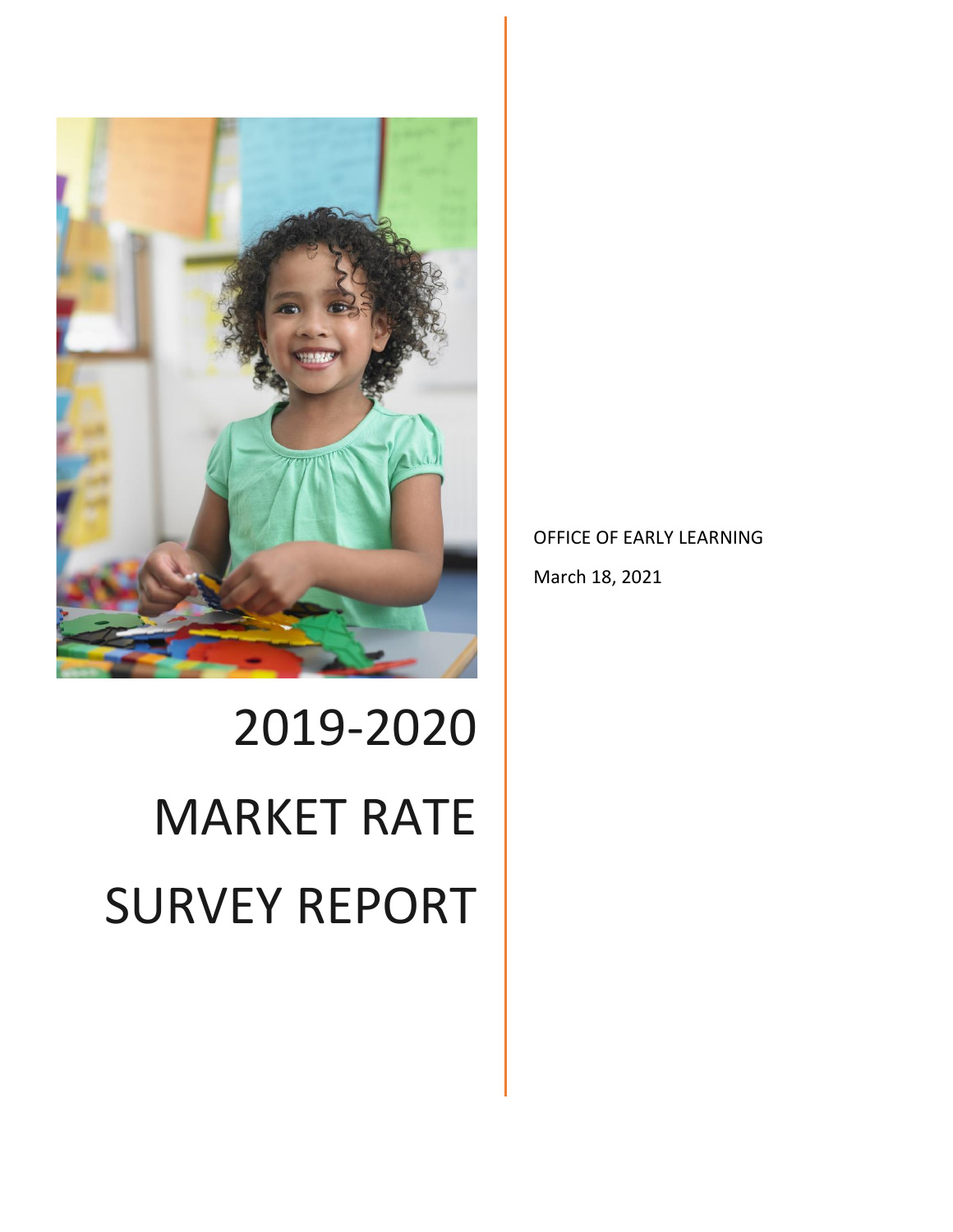# 2019-2020 MARKET RATE SURVEY REPORT

OFFICE OF EARLY LEARNING

March 18, 2021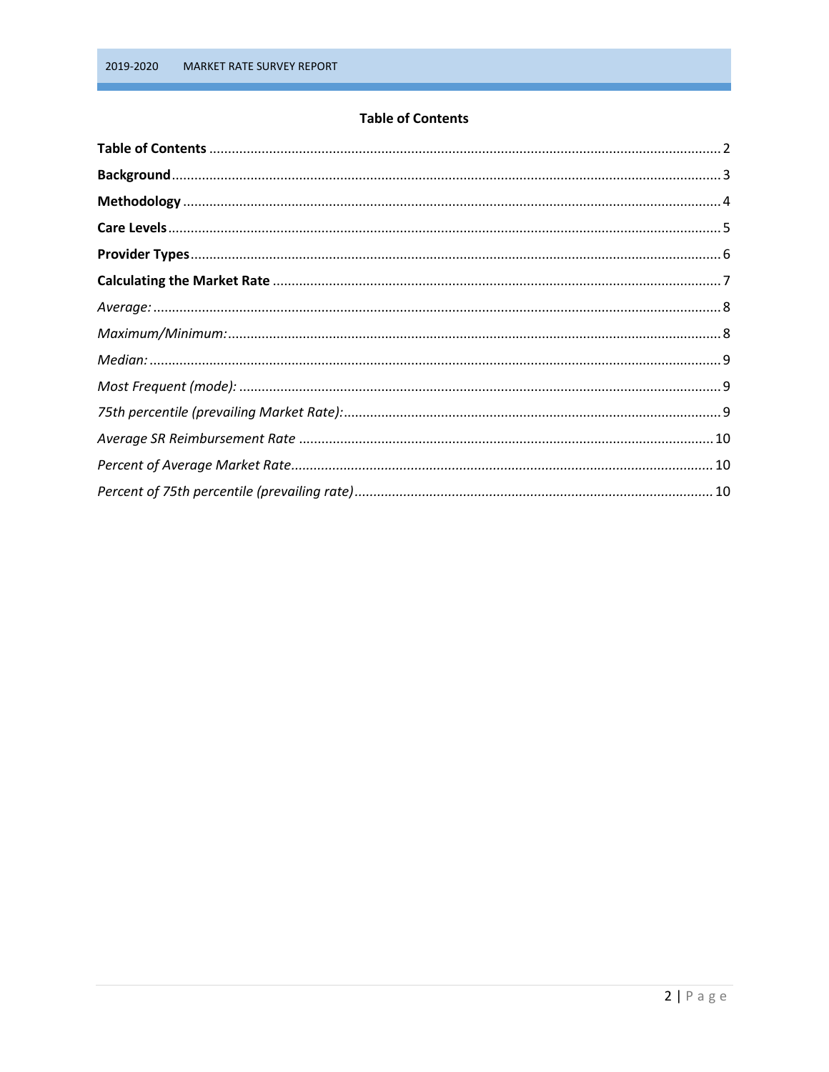# Table of Contents

**Table of Contents** ........................................................................................................................................ 2

**Background** ................................................................................................................................................ 3

**Methodology** ............................................................................................................................................. 4

**Care Levels** ................................................................................................................................................ 5

**Provider Types** ........................................................................................................................................... 6

**Calculating the Market Rate** ...................................................................................................................... 7

*Average:* ..................................................................................................................................................... 8

*Maximum/Minimum:* .................................................................................................................................. 8

*Median:* ...................................................................................................................................................... 9

*Most Frequent (mode):* ............................................................................................................................... 9

*75th percentile (prevailing Market Rate):* ................................................................................................... 9

*Average SR Reimbursement Rate* ............................................................................................................. 10

*Percent of Average Market Rate* ................................................................................................................ 10

*Percent of 75th percentile (prevailing rate)* .............................................................................................. 10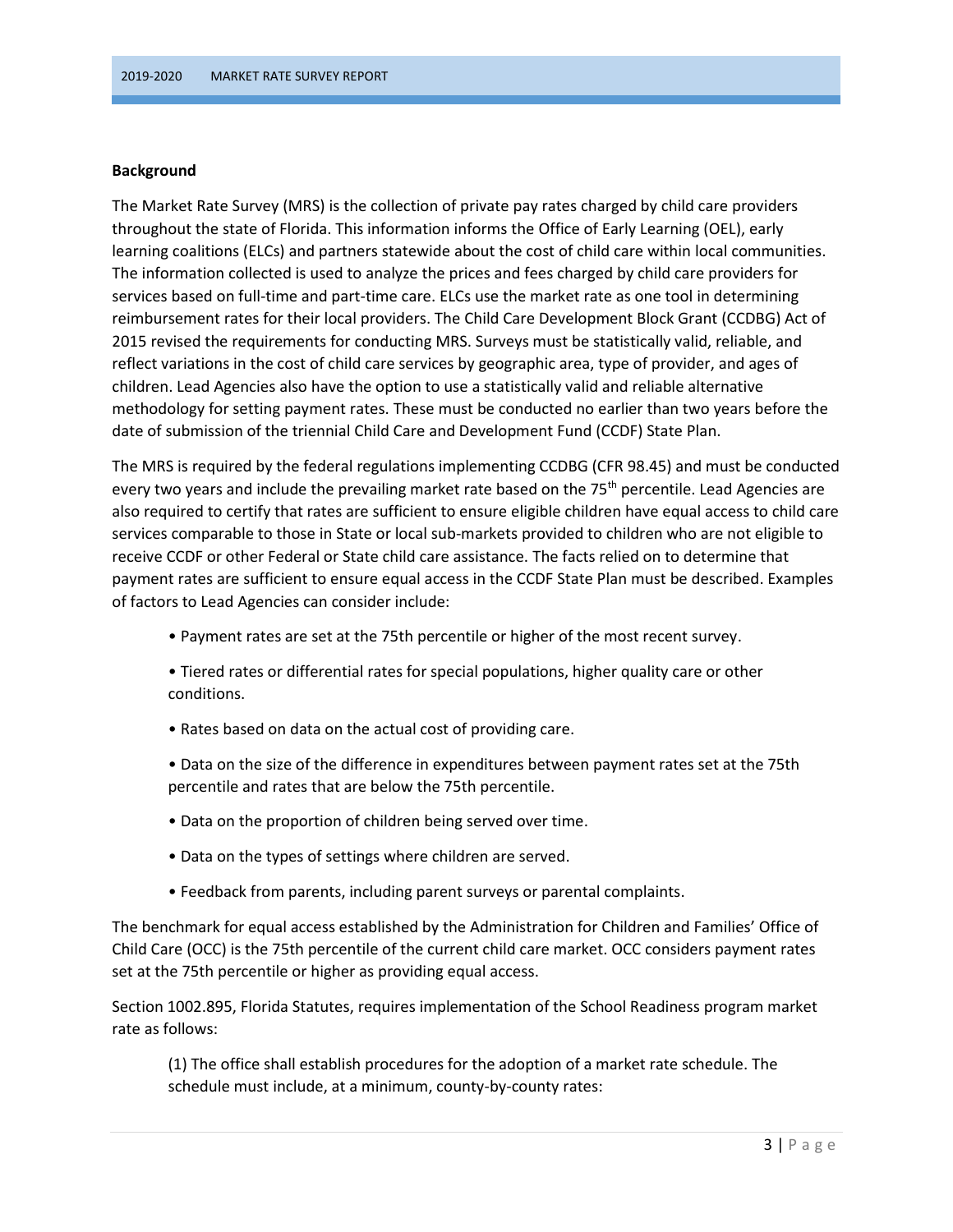## Background

The Market Rate Survey (MRS) is the collection of private pay rates charged by child care providers throughout the state of Florida. This information informs the Office of Early Learning (OEL), early learning coalitions (ELCs) and partners statewide about the cost of child care within local communities. The information collected is used to analyze the prices and fees charged by child care providers for services based on full-time and part-time care. ELCs use the market rate as one tool in determining reimbursement rates for their local providers. The Child Care Development Block Grant (CCDBG) Act of 2015 revised the requirements for conducting MRS. Surveys must be statistically valid, reliable, and reflect variations in the cost of child care services by geographic area, type of provider, and ages of children. Lead Agencies also have the option to use a statistically valid and reliable alternative methodology for setting payment rates. These must be conducted no earlier than two years before the date of submission of the triennial Child Care and Development Fund (CCDF) State Plan.

The MRS is required by the federal regulations implementing CCDBG (CFR 98.45) and must be conducted every two years and include the prevailing market rate based on the 75th percentile. Lead Agencies are also required to certify that rates are sufficient to ensure eligible children have equal access to child care services comparable to those in State or local sub-markets provided to children who are not eligible to receive CCDF or other Federal or State child care assistance. The facts relied on to determine that payment rates are sufficient to ensure equal access in the CCDF State Plan must be described. Examples of factors to Lead Agencies can consider include:

- Payment rates are set at the 75th percentile or higher of the most recent survey.
- Tiered rates or differential rates for special populations, higher quality care or other conditions.
- Rates based on data on the actual cost of providing care.
- Data on the size of the difference in expenditures between payment rates set at the 75th percentile and rates that are below the 75th percentile.
- Data on the proportion of children being served over time.
- Data on the types of settings where children are served.
- Feedback from parents, including parent surveys or parental complaints.

The benchmark for equal access established by the Administration for Children and Families' Office of Child Care (OCC) is the 75th percentile of the current child care market. OCC considers payment rates set at the 75th percentile or higher as providing equal access.

Section 1002.895, Florida Statutes, requires implementation of the School Readiness program market rate as follows:

> (1) The office shall establish procedures for the adoption of a market rate schedule. The schedule must include, at a minimum, county-by-county rates: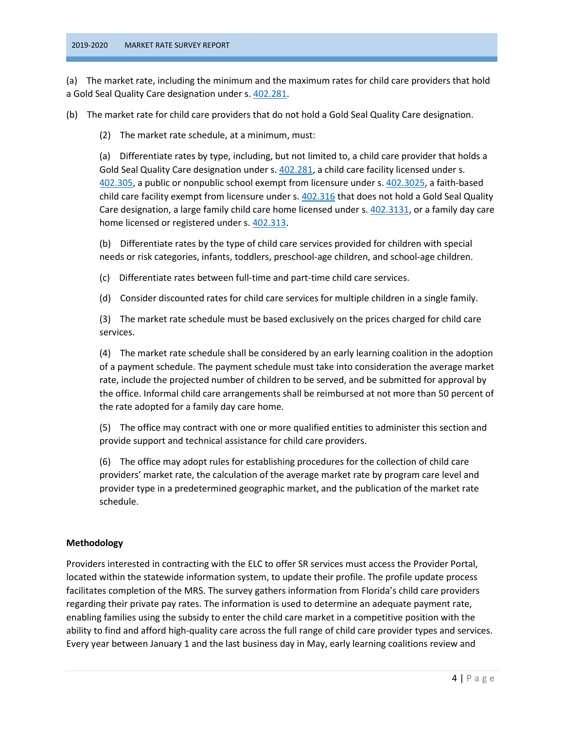(a) The market rate, including the minimum and the maximum rates for child care providers that hold a Gold Seal Quality Care designation under s. 402.281.

(b) The market rate for child care providers that do not hold a Gold Seal Quality Care designation.

(2) The market rate schedule, at a minimum, must:

(a) Differentiate rates by type, including, but not limited to, a child care provider that holds a Gold Seal Quality Care designation under s. 402.281, a child care facility licensed under s. 402.305, a public or nonpublic school exempt from licensure under s. 402.3025, a faith-based child care facility exempt from licensure under s. 402.316 that does not hold a Gold Seal Quality Care designation, a large family child care home licensed under s. 402.3131, or a family day care home licensed or registered under s. 402.313.

(b) Differentiate rates by the type of child care services provided for children with special needs or risk categories, infants, toddlers, preschool-age children, and school-age children.

(c) Differentiate rates between full-time and part-time child care services.

(d) Consider discounted rates for child care services for multiple children in a single family.

(3) The market rate schedule must be based exclusively on the prices charged for child care services.

(4) The market rate schedule shall be considered by an early learning coalition in the adoption of a payment schedule. The payment schedule must take into consideration the average market rate, include the projected number of children to be served, and be submitted for approval by the office. Informal child care arrangements shall be reimbursed at not more than 50 percent of the rate adopted for a family day care home.

(5) The office may contract with one or more qualified entities to administer this section and provide support and technical assistance for child care providers.

(6) The office may adopt rules for establishing procedures for the collection of child care providers' market rate, the calculation of the average market rate by program care level and provider type in a predetermined geographic market, and the publication of the market rate schedule.

**Methodology**

Providers interested in contracting with the ELC to offer SR services must access the Provider Portal, located within the statewide information system, to update their profile. The profile update process facilitates completion of the MRS. The survey gathers information from Florida's child care providers regarding their private pay rates. The information is used to determine an adequate payment rate, enabling families using the subsidy to enter the child care market in a competitive position with the ability to find and afford high-quality care across the full range of child care provider types and services. Every year between January 1 and the last business day in May, early learning coalitions review and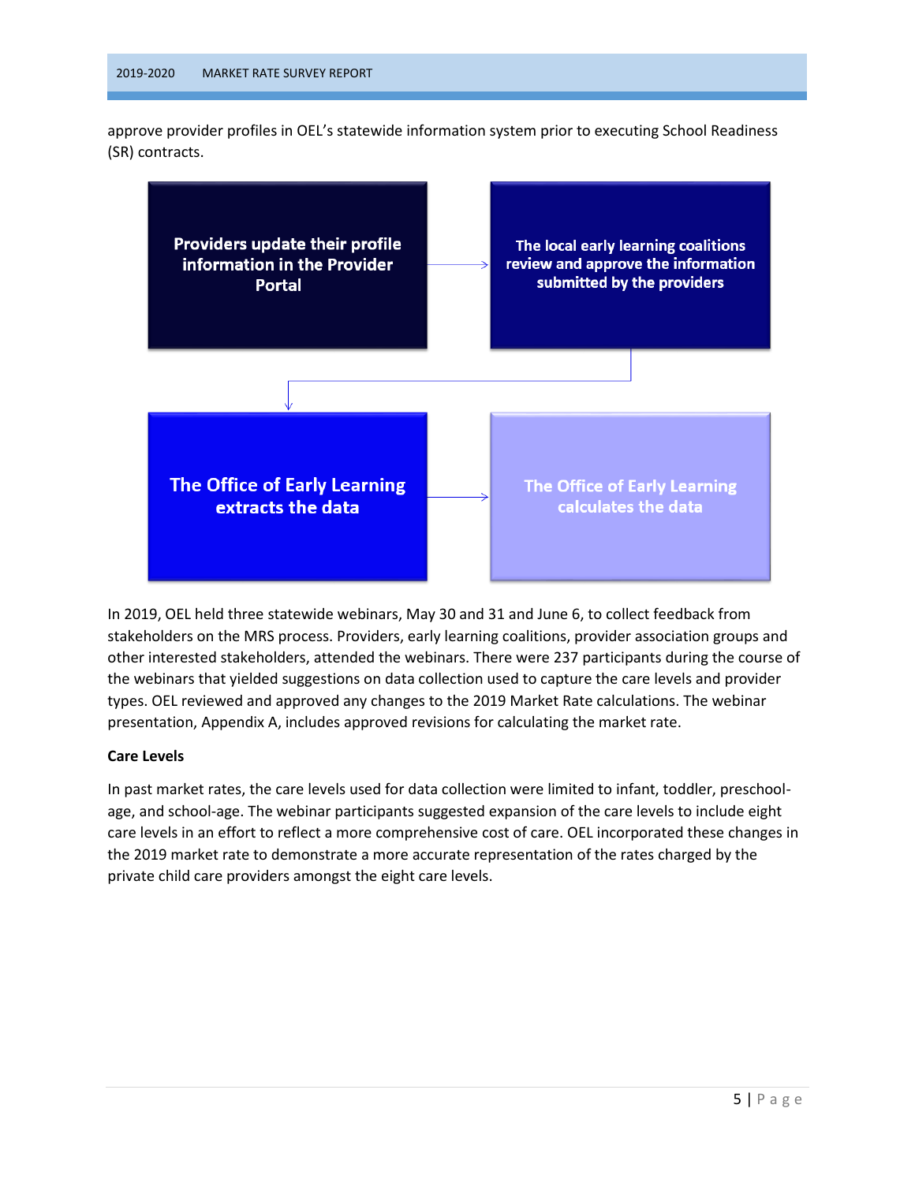approve provider profiles in OEL's statewide information system prior to executing School Readiness (SR) contracts.

Providers update their profile information in the Provider Portal

The local early learning coalitions review and approve the information submitted by the providers

The Office of Early Learning extracts the data

The Office of Early Learning calculates the data

In 2019, OEL held three statewide webinars, May 30 and 31 and June 6, to collect feedback from stakeholders on the MRS process. Providers, early learning coalitions, provider association groups and other interested stakeholders, attended the webinars. There were 237 participants during the course of the webinars that yielded suggestions on data collection used to capture the care levels and provider types. OEL reviewed and approved any changes to the 2019 Market Rate calculations. The webinar presentation, Appendix A, includes approved revisions for calculating the market rate.

**Care Levels**

In past market rates, the care levels used for data collection were limited to infant, toddler, preschool-age, and school-age. The webinar participants suggested expansion of the care levels to include eight care levels in an effort to reflect a more comprehensive cost of care. OEL incorporated these changes in the 2019 market rate to demonstrate a more accurate representation of the rates charged by the private child care providers amongst the eight care levels.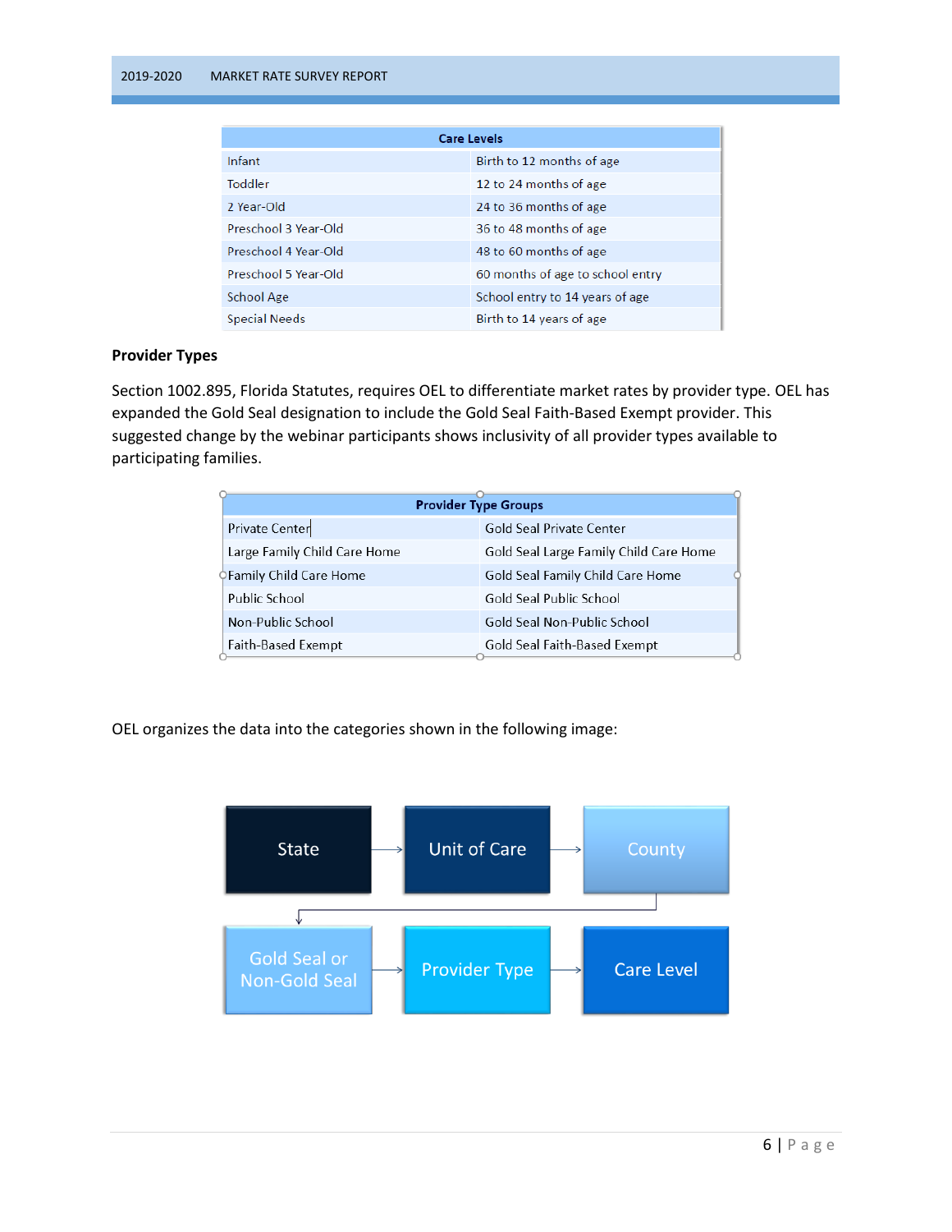| Care Levels | |
|---|---|
| Infant | Birth to 12 months of age |
| Toddler | 12 to 24 months of age |
| 2 Year-Old | 24 to 36 months of age |
| Preschool 3 Year-Old | 36 to 48 months of age |
| Preschool 4 Year-Old | 48 to 60 months of age |
| Preschool 5 Year-Old | 60 months of age to school entry |
| School Age | School entry to 14 years of age |
| Special Needs | Birth to 14 years of age |

**Provider Types**

Section 1002.895, Florida Statutes, requires OEL to differentiate market rates by provider type. OEL has expanded the Gold Seal designation to include the Gold Seal Faith-Based Exempt provider. This suggested change by the webinar participants shows inclusivity of all provider types available to participating families.

| Provider Type Groups | |
|---|---|
| Private Center | Gold Seal Private Center |
| Large Family Child Care Home | Gold Seal Large Family Child Care Home |
| Family Child Care Home | Gold Seal Family Child Care Home |
| Public School | Gold Seal Public School |
| Non-Public School | Gold Seal Non-Public School |
| Faith-Based Exempt | Gold Seal Faith-Based Exempt |

OEL organizes the data into the categories shown in the following image:

State → Unit of Care → County → Gold Seal or Non-Gold Seal → Provider Type → Care Level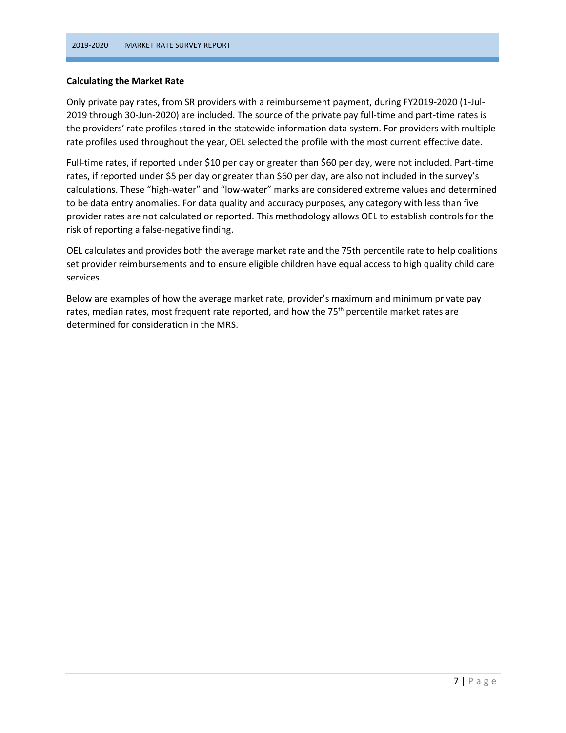**Calculating the Market Rate**

Only private pay rates, from SR providers with a reimbursement payment, during FY2019-2020 (1-Jul-2019 through 30-Jun-2020) are included. The source of the private pay full-time and part-time rates is the providers' rate profiles stored in the statewide information data system. For providers with multiple rate profiles used throughout the year, OEL selected the profile with the most current effective date.

Full-time rates, if reported under $10 per day or greater than $60 per day, were not included. Part-time rates, if reported under $5 per day or greater than $60 per day, are also not included in the survey's calculations. These "high-water" and "low-water" marks are considered extreme values and determined to be data entry anomalies. For data quality and accuracy purposes, any category with less than five provider rates are not calculated or reported. This methodology allows OEL to establish controls for the risk of reporting a false-negative finding.

OEL calculates and provides both the average market rate and the 75th percentile rate to help coalitions set provider reimbursements and to ensure eligible children have equal access to high quality child care services.

Below are examples of how the average market rate, provider's maximum and minimum private pay rates, median rates, most frequent rate reported, and how the 75th percentile market rates are determined for consideration in the MRS.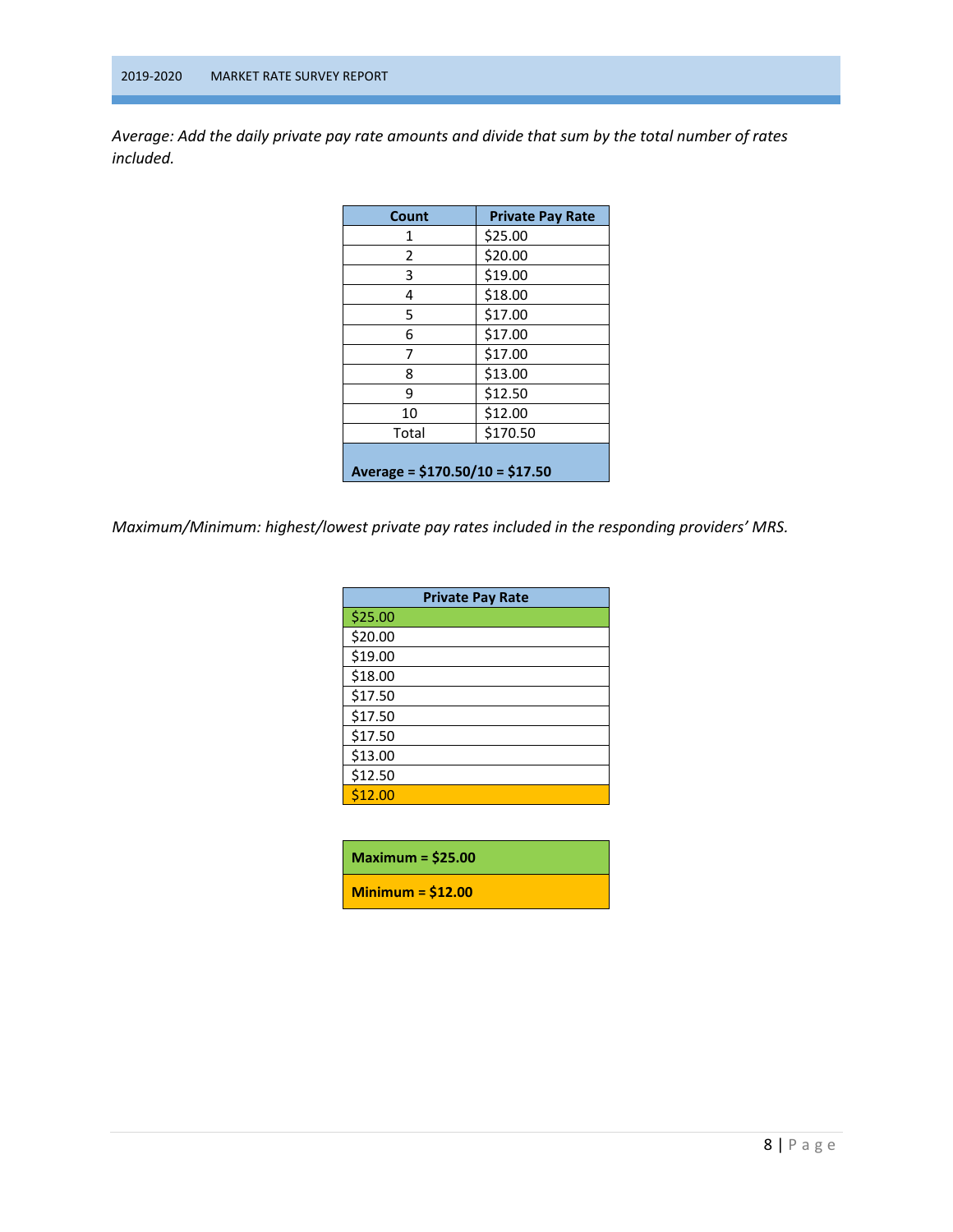*Average: Add the daily private pay rate amounts and divide that sum by the total number of rates included.*

| Count | Private Pay Rate |
|---|---|
| 1 | $25.00 |
| 2 | $20.00 |
| 3 | $19.00 |
| 4 | $18.00 |
| 5 | $17.00 |
| 6 | $17.00 |
| 7 | $17.00 |
| 8 | $13.00 |
| 9 | $12.50 |
| 10 | $12.00 |
| Total | $170.50 |
| **Average = $170.50/10 = $17.50** | |

*Maximum/Minimum: highest/lowest private pay rates included in the responding providers' MRS.*

| Private Pay Rate |
|---|
| $25.00 |
| $20.00 |
| $19.00 |
| $18.00 |
| $17.50 |
| $17.50 |
| $17.50 |
| $13.00 |
| $12.50 |
| $12.00 |

| |
|---|
| **Maximum = $25.00** |
| **Minimum = $12.00** |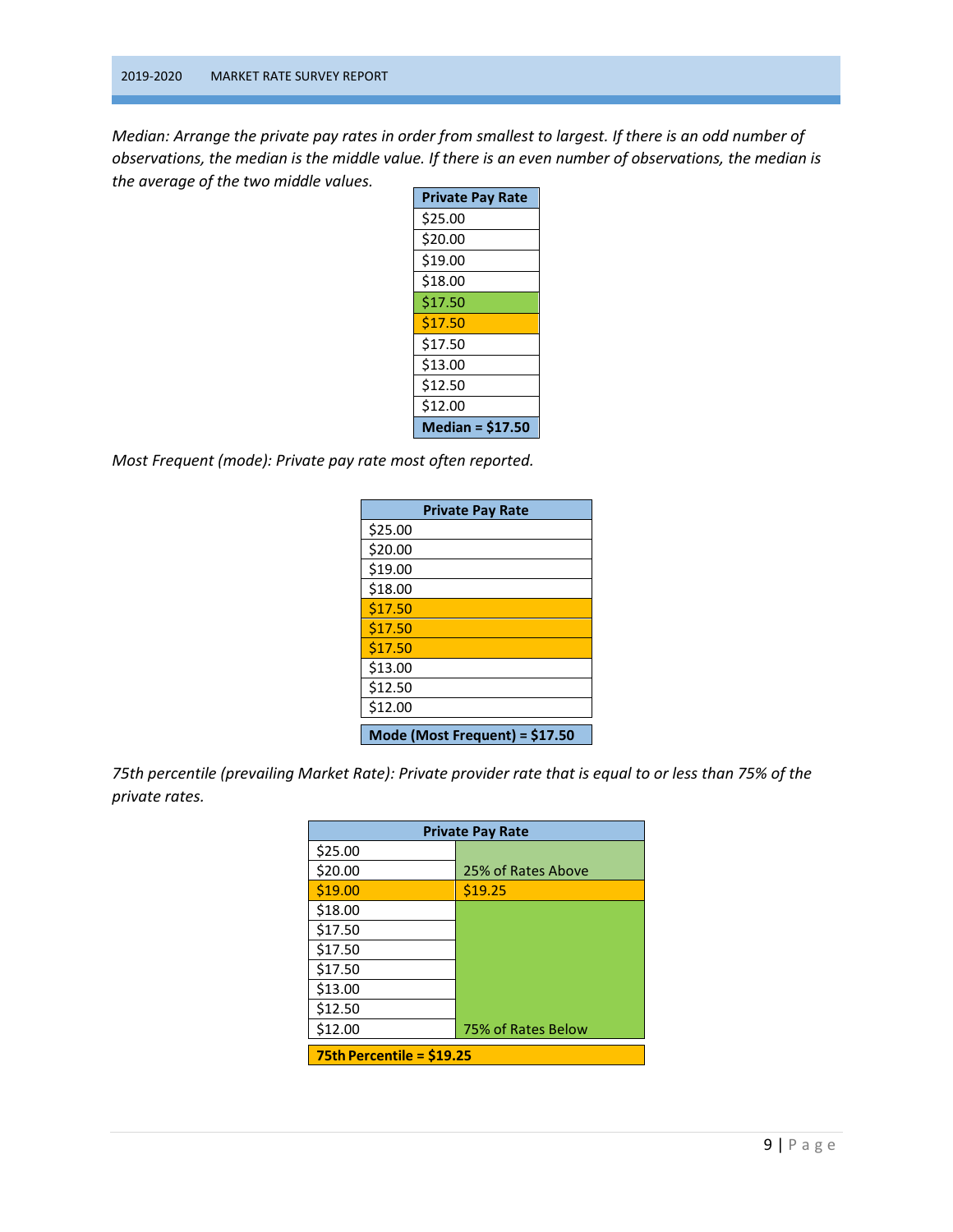*Median: Arrange the private pay rates in order from smallest to largest. If there is an odd number of observations, the median is the middle value. If there is an even number of observations, the median is the average of the two middle values.*

| Private Pay Rate |
|---|
| $25.00 |
| $20.00 |
| $19.00 |
| $18.00 |
| $17.50 |
| $17.50 |
| $17.50 |
| $13.00 |
| $12.50 |
| $12.00 |
| **Median = $17.50** |

*Most Frequent (mode): Private pay rate most often reported.*

| Private Pay Rate |
|---|
| $25.00 |
| $20.00 |
| $19.00 |
| $18.00 |
| $17.50 |
| $17.50 |
| $17.50 |
| $13.00 |
| $12.50 |
| $12.00 |
| **Mode (Most Frequent) = $17.50** |

*75th percentile (prevailing Market Rate): Private provider rate that is equal to or less than 75% of the private rates.*

| Private Pay Rate | |
|---|---|
| $25.00 | |
| $20.00 | 25% of Rates Above |
| $19.00 | $19.25 |
| $18.00 | |
| $17.50 | |
| $17.50 | |
| $17.50 | |
| $13.00 | |
| $12.50 | |
| $12.00 | 75% of Rates Below |
| **75th Percentile = $19.25** | |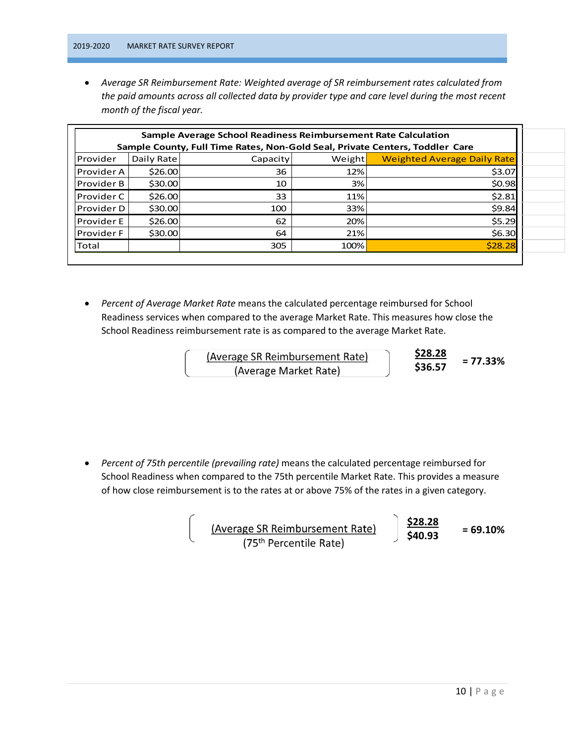- *Average SR Reimbursement Rate: Weighted average of SR reimbursement rates calculated from the paid amounts across all collected data by provider type and care level during the most recent month of the fiscal year.*

| Sample Average School Readiness Reimbursement Rate Calculation<br>Sample County, Full Time Rates, Non-Gold Seal, Private Centers, Toddler Care | | | | |
|---|---|---|---|---|
| Provider | Daily Rate | Capacity | Weight | Weighted Average Daily Rate |
| Provider A | $26.00 | 36 | 12% | $3.07 |
| Provider B | $30.00 | 10 | 3% | $0.98 |
| Provider C | $26.00 | 33 | 11% | $2.81 |
| Provider D | $30.00 | 100 | 33% | $9.84 |
| Provider E | $26.00 | 62 | 20% | $5.29 |
| Provider F | $30.00 | 64 | 21% | $6.30 |
| Total | | 305 | 100% | $28.28 |

- *Percent of Average Market Rate* means the calculated percentage reimbursed for School Readiness services when compared to the average Market Rate. This measures how close the School Readiness reimbursement rate is as compared to the average Market Rate.

$$\left(\frac{\text{Average SR Reimbursement Rate}}{\text{Average Market Rate}}\right) \quad \frac{\$28.28}{\$36.57} = 77.33\%$$

- *Percent of 75th percentile (prevailing rate)* means the calculated percentage reimbursed for School Readiness when compared to the 75th percentile Market Rate. This provides a measure of how close reimbursement is to the rates at or above 75% of the rates in a given category.

$$\left(\frac{\text{Average SR Reimbursement Rate}}{75^{th}\text{ Percentile Rate}}\right) \quad \frac{\$28.28}{\$40.93} = 69.10\%$$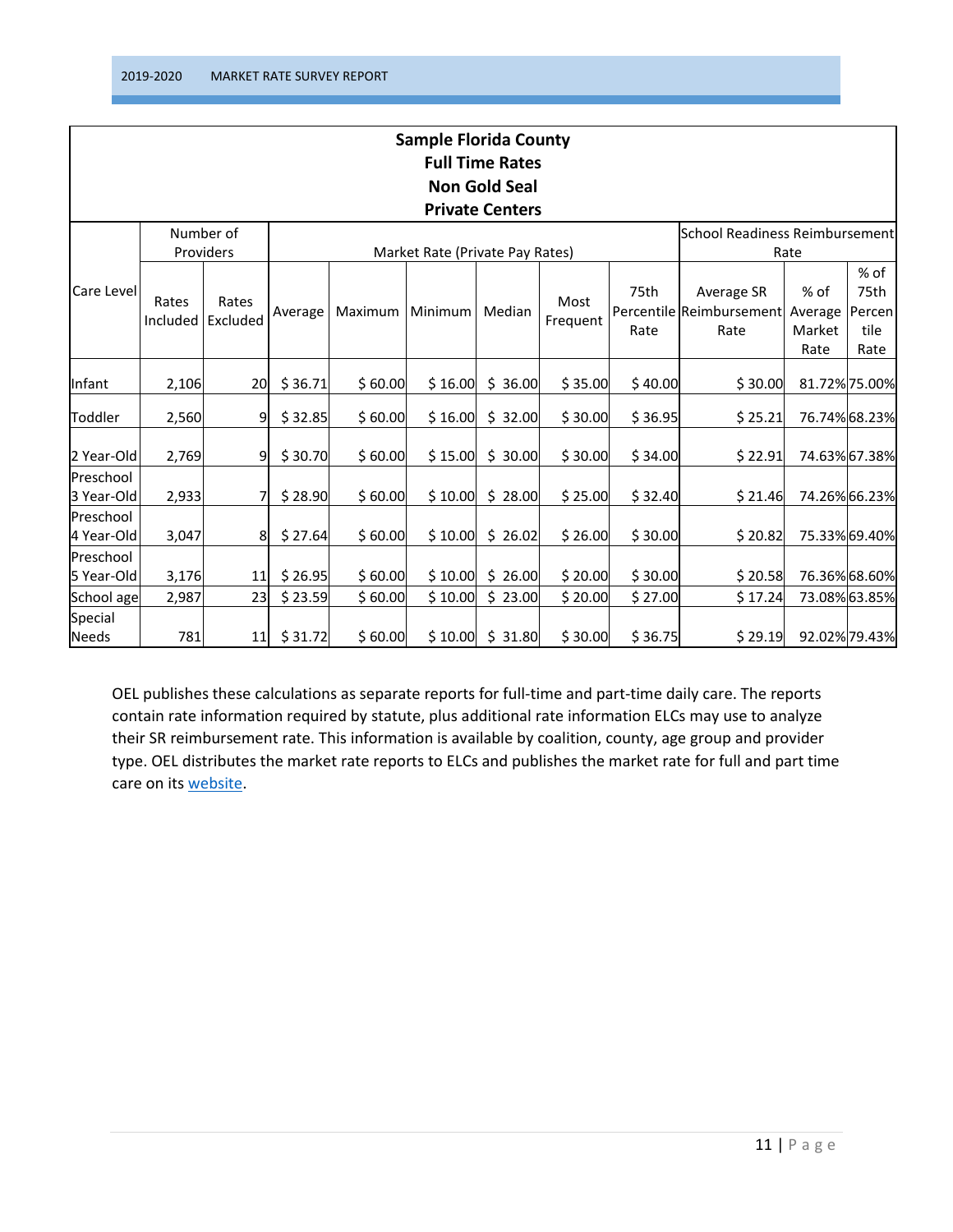| Sample Florida County<br>Full Time Rates<br>Non Gold Seal<br>Private Centers | | | | | | | | | | | |
|---|---|---|---|---|---|---|---|---|---|---|---|
| Care Level | Number of Providers | | Market Rate (Private Pay Rates) | | | | | | School Readiness Reimbursement Rate | | |
| | Rates Included | Rates Excluded | Average | Maximum | Minimum | Median | Most Frequent | 75th Percentile Rate | Average SR Reimbursement Rate | % of Average Market Rate | % of 75th Percentile Rate |
| Infant | 2,106 | 20 | $ 36.71 | $ 60.00 | $ 16.00 | $ 36.00 | $ 35.00 | $ 40.00 | $ 30.00 | 81.72% | 75.00% |
| Toddler | 2,560 | 9 | $ 32.85 | $ 60.00 | $ 16.00 | $ 32.00 | $ 30.00 | $ 36.95 | $ 25.21 | 76.74% | 68.23% |
| 2 Year-Old | 2,769 | 9 | $ 30.70 | $ 60.00 | $ 15.00 | $ 30.00 | $ 30.00 | $ 34.00 | $ 22.91 | 74.63% | 67.38% |
| Preschool 3 Year-Old | 2,933 | 7 | $ 28.90 | $ 60.00 | $ 10.00 | $ 28.00 | $ 25.00 | $ 32.40 | $ 21.46 | 74.26% | 66.23% |
| Preschool 4 Year-Old | 3,047 | 8 | $ 27.64 | $ 60.00 | $ 10.00 | $ 26.02 | $ 26.00 | $ 30.00 | $ 20.82 | 75.33% | 69.40% |
| Preschool 5 Year-Old | 3,176 | 11 | $ 26.95 | $ 60.00 | $ 10.00 | $ 26.00 | $ 20.00 | $ 30.00 | $ 20.58 | 76.36% | 68.60% |
| School age | 2,987 | 23 | $ 23.59 | $ 60.00 | $ 10.00 | $ 23.00 | $ 20.00 | $ 27.00 | $ 17.24 | 73.08% | 63.85% |
| Special Needs | 781 | 11 | $ 31.72 | $ 60.00 | $ 10.00 | $ 31.80 | $ 30.00 | $ 36.75 | $ 29.19 | 92.02% | 79.43% |

OEL publishes these calculations as separate reports for full-time and part-time daily care. The reports contain rate information required by statute, plus additional rate information ELCs may use to analyze their SR reimbursement rate. This information is available by coalition, county, age group and provider type. OEL distributes the market rate reports to ELCs and publishes the market rate for full and part time care on its website.